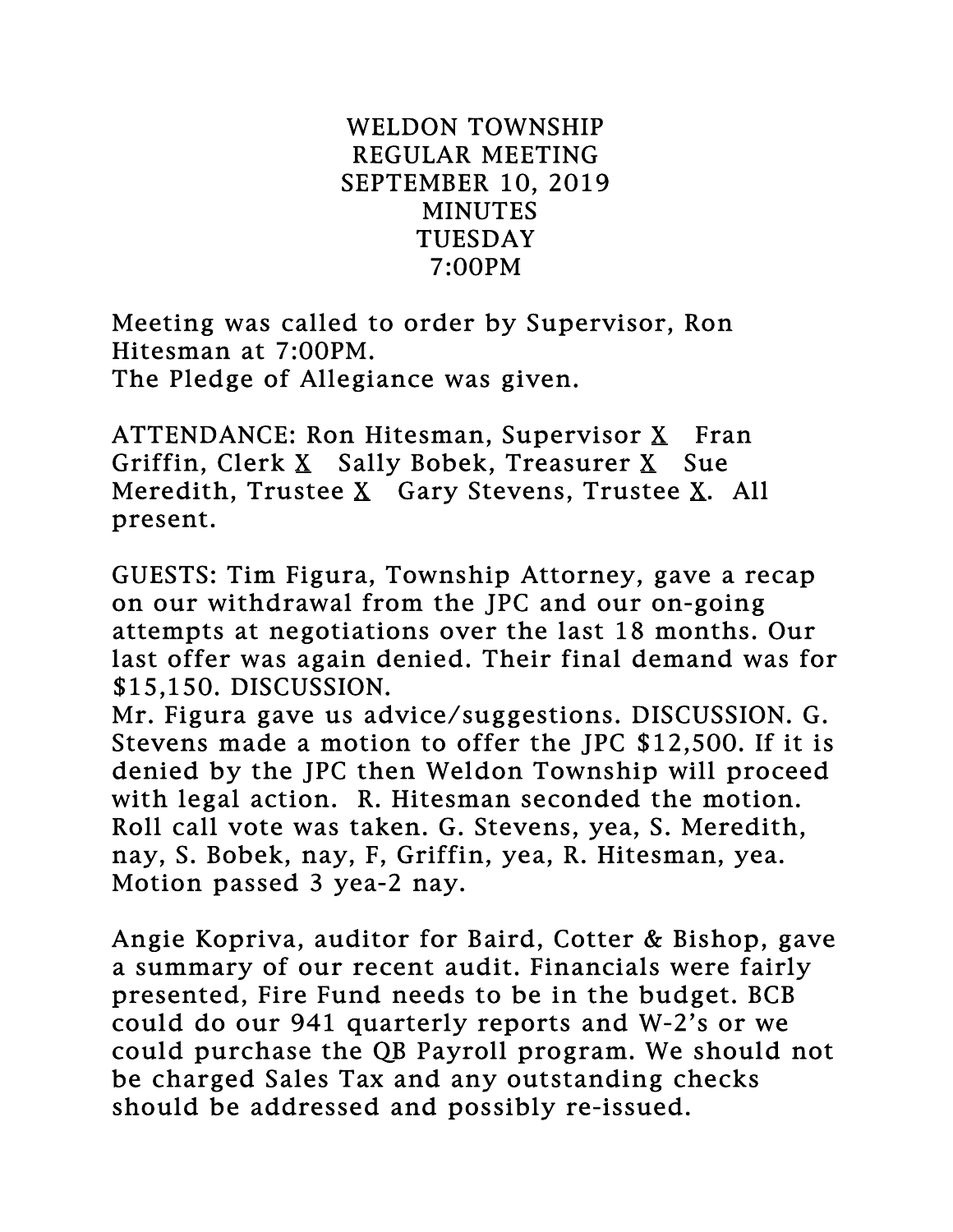# WELDON TOWNSHIP
## REGULAR MEETING
## SEPTEMBER 10, 2019
## MINUTES
## TUESDAY
## 7:00PM

Meeting was called to order by Supervisor, Ron Hitesman at 7:00PM.
The Pledge of Allegiance was given.

ATTENDANCE: Ron Hitesman, Supervisor X  Fran Griffin, Clerk X  Sally Bobek, Treasurer X  Sue Meredith, Trustee X  Gary Stevens, Trustee X. All present.

GUESTS: Tim Figura, Township Attorney, gave a recap on our withdrawal from the JPC and our on-going attempts at negotiations over the last 18 months. Our last offer was again denied. Their final demand was for $15,150. DISCUSSION.
Mr. Figura gave us advice/suggestions. DISCUSSION. G. Stevens made a motion to offer the JPC $12,500. If it is denied by the JPC then Weldon Township will proceed with legal action. R. Hitesman seconded the motion. Roll call vote was taken. G. Stevens, yea, S. Meredith, nay, S. Bobek, nay, F, Griffin, yea, R. Hitesman, yea. Motion passed 3 yea-2 nay.

Angie Kopriva, auditor for Baird, Cotter & Bishop, gave a summary of our recent audit. Financials were fairly presented, Fire Fund needs to be in the budget. BCB could do our 941 quarterly reports and W-2's or we could purchase the QB Payroll program. We should not be charged Sales Tax and any outstanding checks should be addressed and possibly re-issued.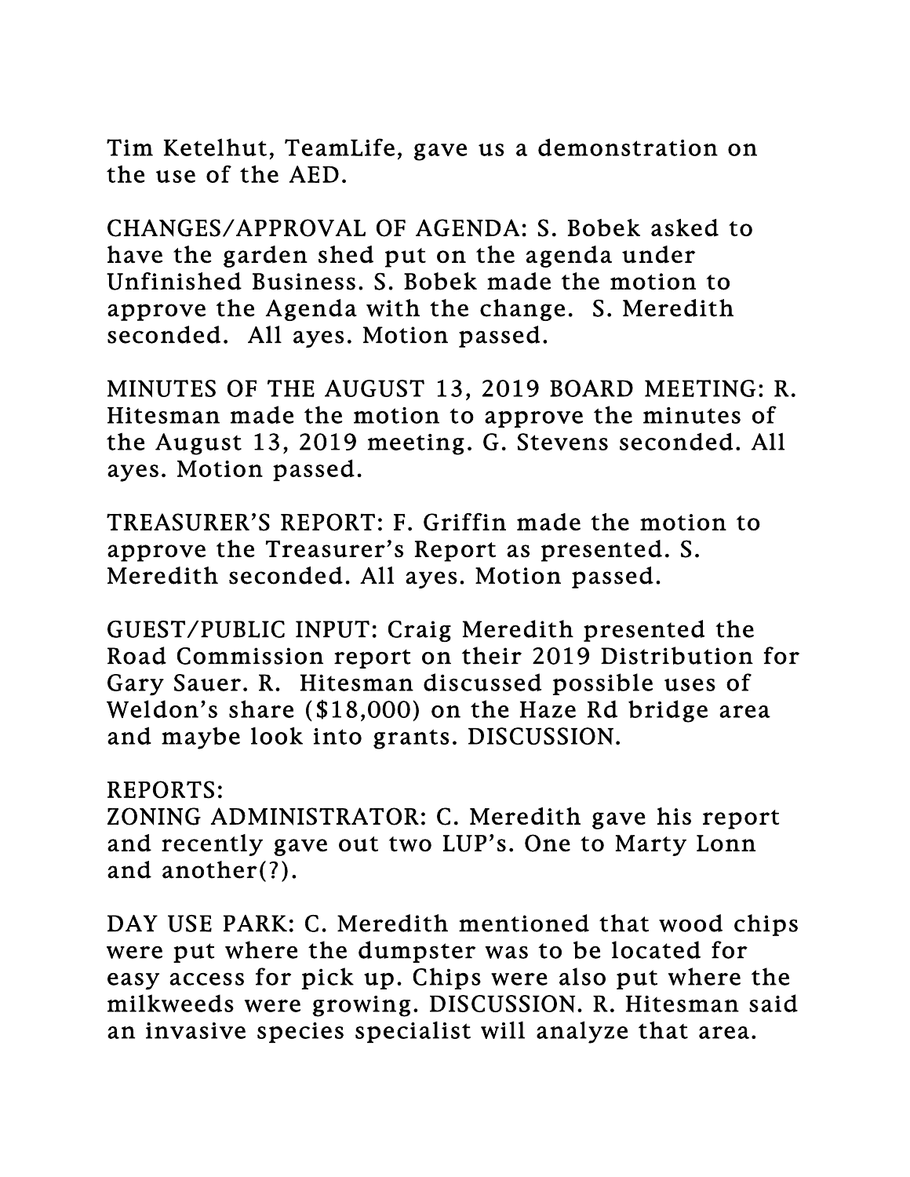Tim Ketelhut, TeamLife, gave us a demonstration on the use of the AED.

CHANGES/APPROVAL OF AGENDA: S. Bobek asked to have the garden shed put on the agenda under Unfinished Business. S. Bobek made the motion to approve the Agenda with the change. S. Meredith seconded. All ayes. Motion passed.

MINUTES OF THE AUGUST 13, 2019 BOARD MEETING: R. Hitesman made the motion to approve the minutes of the August 13, 2019 meeting. G. Stevens seconded. All ayes. Motion passed.

TREASURER'S REPORT: F. Griffin made the motion to approve the Treasurer's Report as presented. S. Meredith seconded. All ayes. Motion passed.

GUEST/PUBLIC INPUT: Craig Meredith presented the Road Commission report on their 2019 Distribution for Gary Sauer. R. Hitesman discussed possible uses of Weldon's share ($18,000) on the Haze Rd bridge area and maybe look into grants. DISCUSSION.

REPORTS:
ZONING ADMINISTRATOR: C. Meredith gave his report and recently gave out two LUP's. One to Marty Lonn and another(?).

DAY USE PARK: C. Meredith mentioned that wood chips were put where the dumpster was to be located for easy access for pick up. Chips were also put where the milkweeds were growing. DISCUSSION. R. Hitesman said an invasive species specialist will analyze that area.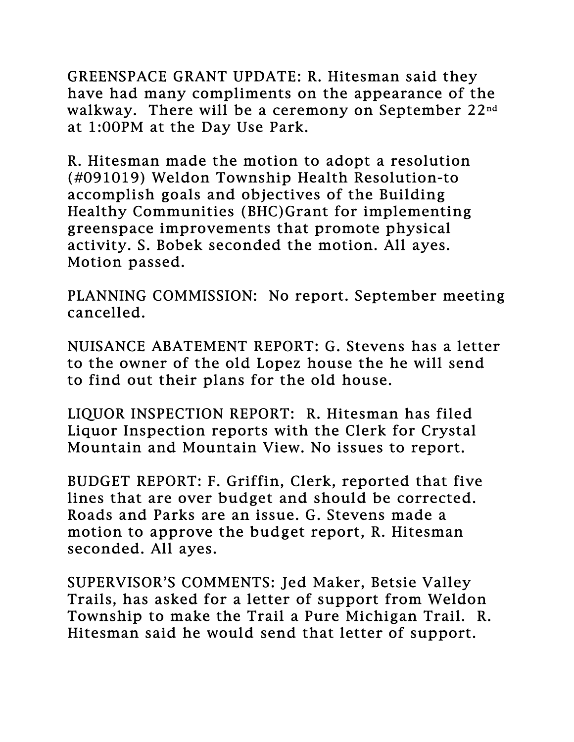GREENSPACE GRANT UPDATE: R. Hitesman said they have had many compliments on the appearance of the walkway. There will be a ceremony on September 22nd at 1:00PM at the Day Use Park.

R. Hitesman made the motion to adopt a resolution (#091019) Weldon Township Health Resolution-to accomplish goals and objectives of the Building Healthy Communities (BHC)Grant for implementing greenspace improvements that promote physical activity. S. Bobek seconded the motion. All ayes. Motion passed.

PLANNING COMMISSION: No report. September meeting cancelled.

NUISANCE ABATEMENT REPORT: G. Stevens has a letter to the owner of the old Lopez house the he will send to find out their plans for the old house.

LIQUOR INSPECTION REPORT: R. Hitesman has filed Liquor Inspection reports with the Clerk for Crystal Mountain and Mountain View. No issues to report.

BUDGET REPORT: F. Griffin, Clerk, reported that five lines that are over budget and should be corrected. Roads and Parks are an issue. G. Stevens made a motion to approve the budget report, R. Hitesman seconded. All ayes.

SUPERVISOR'S COMMENTS: Jed Maker, Betsie Valley Trails, has asked for a letter of support from Weldon Township to make the Trail a Pure Michigan Trail. R. Hitesman said he would send that letter of support.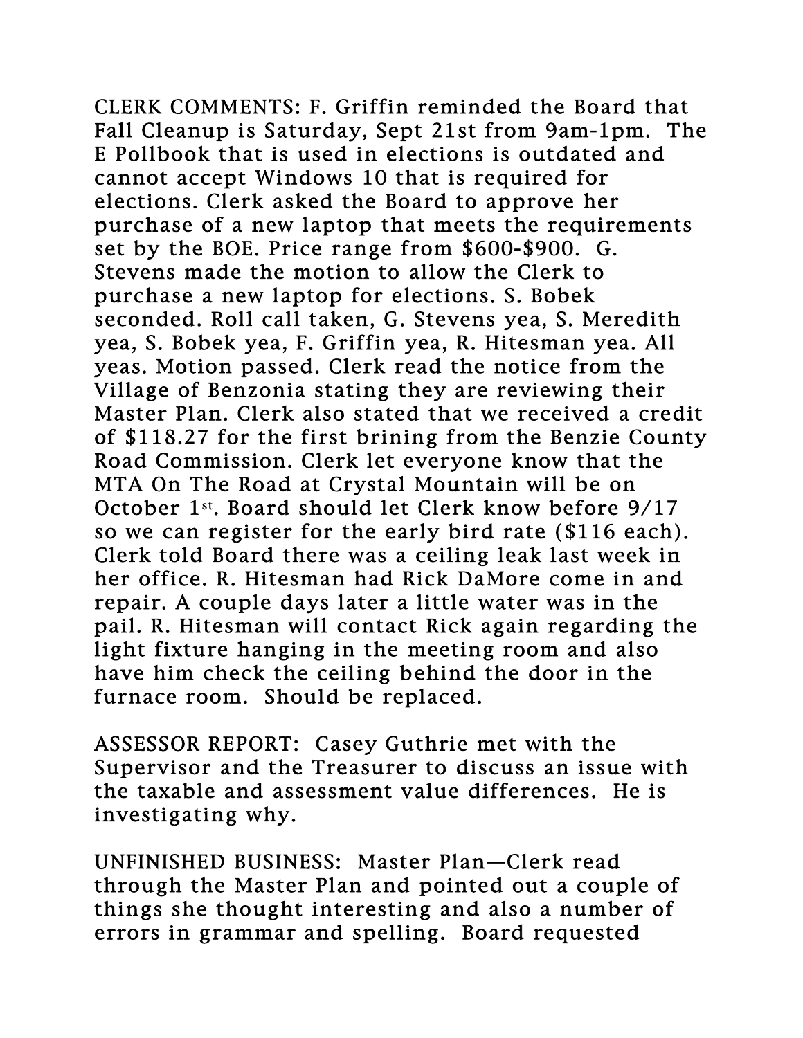CLERK COMMENTS: F. Griffin reminded the Board that Fall Cleanup is Saturday, Sept 21st from 9am-1pm. The E Pollbook that is used in elections is outdated and cannot accept Windows 10 that is required for elections. Clerk asked the Board to approve her purchase of a new laptop that meets the requirements set by the BOE. Price range from $600-$900. G. Stevens made the motion to allow the Clerk to purchase a new laptop for elections. S. Bobek seconded. Roll call taken, G. Stevens yea, S. Meredith yea, S. Bobek yea, F. Griffin yea, R. Hitesman yea. All yeas. Motion passed. Clerk read the notice from the Village of Benzonia stating they are reviewing their Master Plan. Clerk also stated that we received a credit of $118.27 for the first brining from the Benzie County Road Commission. Clerk let everyone know that the MTA On The Road at Crystal Mountain will be on October 1st. Board should let Clerk know before 9/17 so we can register for the early bird rate ($116 each). Clerk told Board there was a ceiling leak last week in her office. R. Hitesman had Rick DaMore come in and repair. A couple days later a little water was in the pail. R. Hitesman will contact Rick again regarding the light fixture hanging in the meeting room and also have him check the ceiling behind the door in the furnace room. Should be replaced.

ASSESSOR REPORT: Casey Guthrie met with the Supervisor and the Treasurer to discuss an issue with the taxable and assessment value differences. He is investigating why.

UNFINISHED BUSINESS: Master Plan—Clerk read through the Master Plan and pointed out a couple of things she thought interesting and also a number of errors in grammar and spelling. Board requested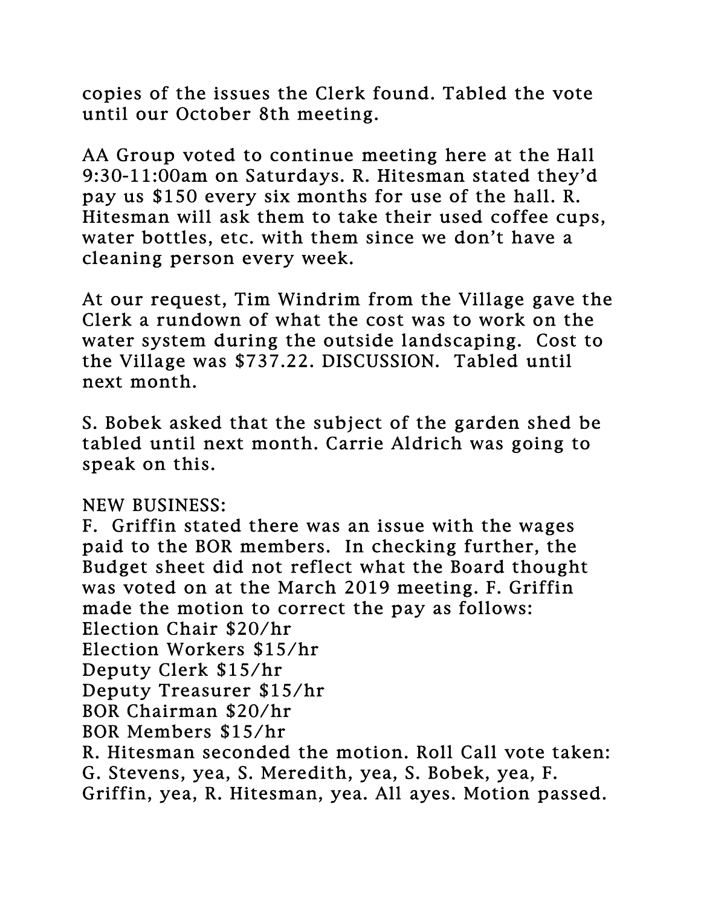copies of the issues the Clerk found. Tabled the vote until our October 8th meeting.

AA Group voted to continue meeting here at the Hall 9:30-11:00am on Saturdays. R. Hitesman stated they'd pay us $150 every six months for use of the hall. R. Hitesman will ask them to take their used coffee cups, water bottles, etc. with them since we don't have a cleaning person every week.

At our request, Tim Windrim from the Village gave the Clerk a rundown of what the cost was to work on the water system during the outside landscaping. Cost to the Village was $737.22. DISCUSSION. Tabled until next month.

S. Bobek asked that the subject of the garden shed be tabled until next month. Carrie Aldrich was going to speak on this.

NEW BUSINESS:
F. Griffin stated there was an issue with the wages paid to the BOR members. In checking further, the Budget sheet did not reflect what the Board thought was voted on at the March 2019 meeting. F. Griffin made the motion to correct the pay as follows:
Election Chair $20/hr
Election Workers $15/hr
Deputy Clerk $15/hr
Deputy Treasurer $15/hr
BOR Chairman $20/hr
BOR Members $15/hr
R. Hitesman seconded the motion. Roll Call vote taken: G. Stevens, yea, S. Meredith, yea, S. Bobek, yea, F. Griffin, yea, R. Hitesman, yea. All ayes. Motion passed.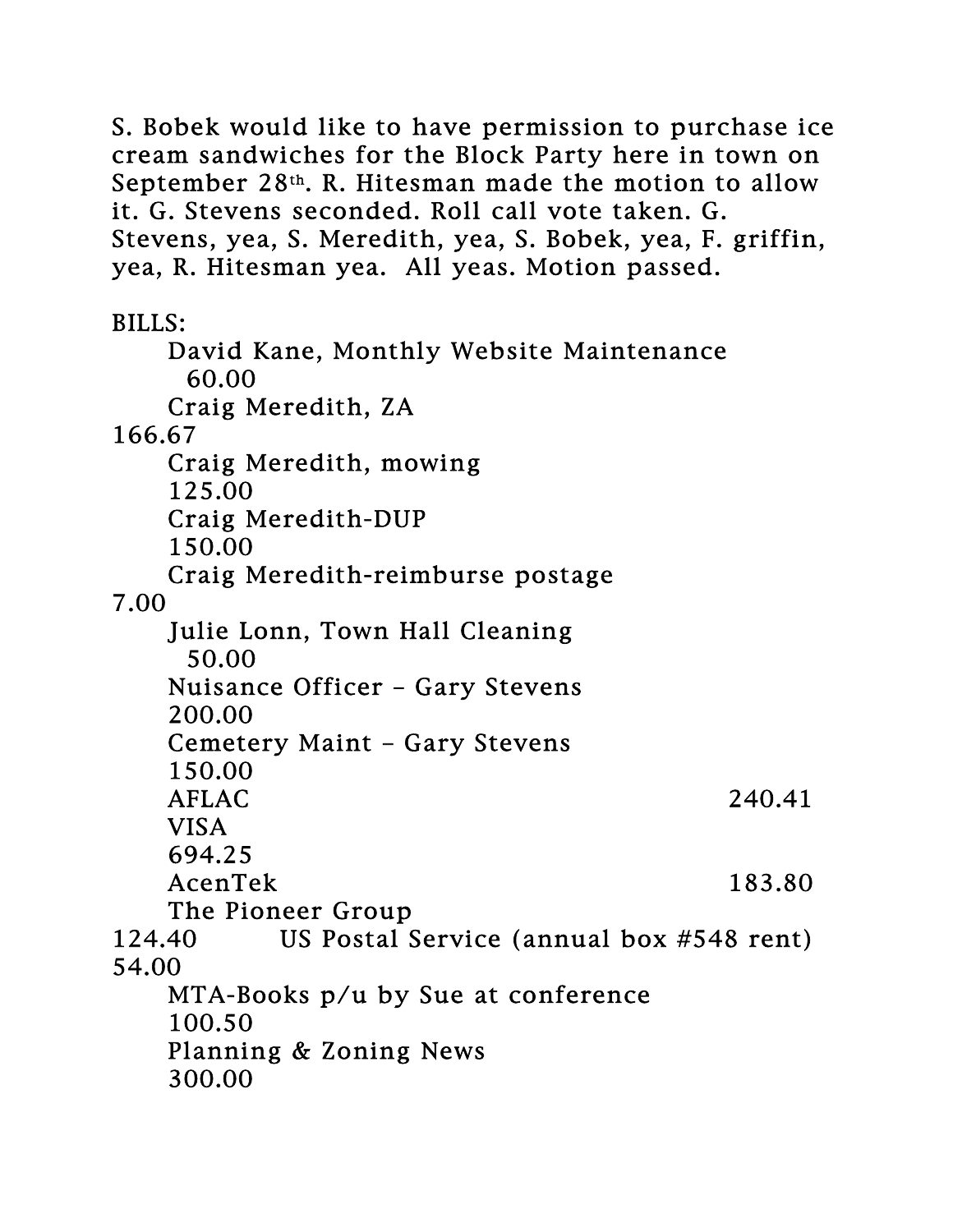S. Bobek would like to have permission to purchase ice cream sandwiches for the Block Party here in town on September 28th. R. Hitesman made the motion to allow it. G. Stevens seconded. Roll call vote taken. G. Stevens, yea, S. Meredith, yea, S. Bobek, yea, F. griffin, yea, R. Hitesman yea. All yeas. Motion passed.

BILLS:

| | |
|---|---|
| David Kane, Monthly Website Maintenance | 60.00 |
| Craig Meredith, ZA | 166.67 |
| Craig Meredith, mowing | 125.00 |
| Craig Meredith-DUP | 150.00 |
| Craig Meredith-reimburse postage | 7.00 |
| Julie Lonn, Town Hall Cleaning | 50.00 |
| Nuisance Officer – Gary Stevens | 200.00 |
| Cemetery Maint – Gary Stevens | 150.00 |
| AFLAC | 240.41 |
| VISA | 694.25 |
| AcenTek | 183.80 |
| The Pioneer Group | 124.40 |
| US Postal Service (annual box #548 rent) | 54.00 |
| MTA-Books p/u by Sue at conference | 100.50 |
| Planning & Zoning News | 300.00 |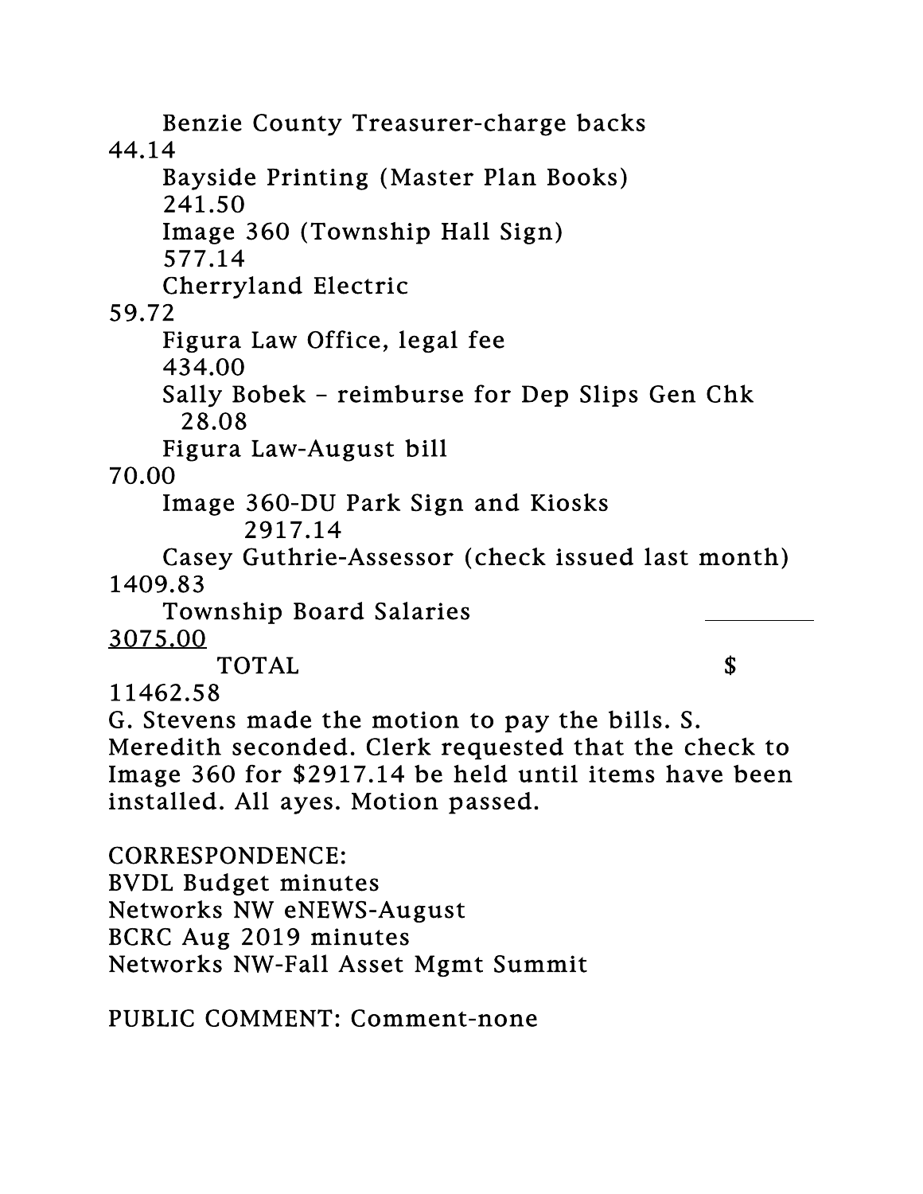| Item | Amount |
| --- | --- |
| Benzie County Treasurer-charge backs | 44.14 |
| Bayside Printing (Master Plan Books) | 241.50 |
| Image 360 (Township Hall Sign) | 577.14 |
| Cherryland Electric | 59.72 |
| Figura Law Office, legal fee | 434.00 |
| Sally Bobek – reimburse for Dep Slips Gen Chk | 28.08 |
| Figura Law-August bill | 70.00 |
| Image 360-DU Park Sign and Kiosks | 2917.14 |
| Casey Guthrie-Assessor (check issued last month) | 1409.83 |
| Township Board Salaries | 3075.00 |
| TOTAL | $ 11462.58 |

G. Stevens made the motion to pay the bills. S. Meredith seconded. Clerk requested that the check to Image 360 for $2917.14 be held until items have been installed. All ayes. Motion passed.

CORRESPONDENCE:
BVDL Budget minutes
Networks NW eNEWS-August
BCRC Aug 2019 minutes
Networks NW-Fall Asset Mgmt Summit

PUBLIC COMMENT: Comment-none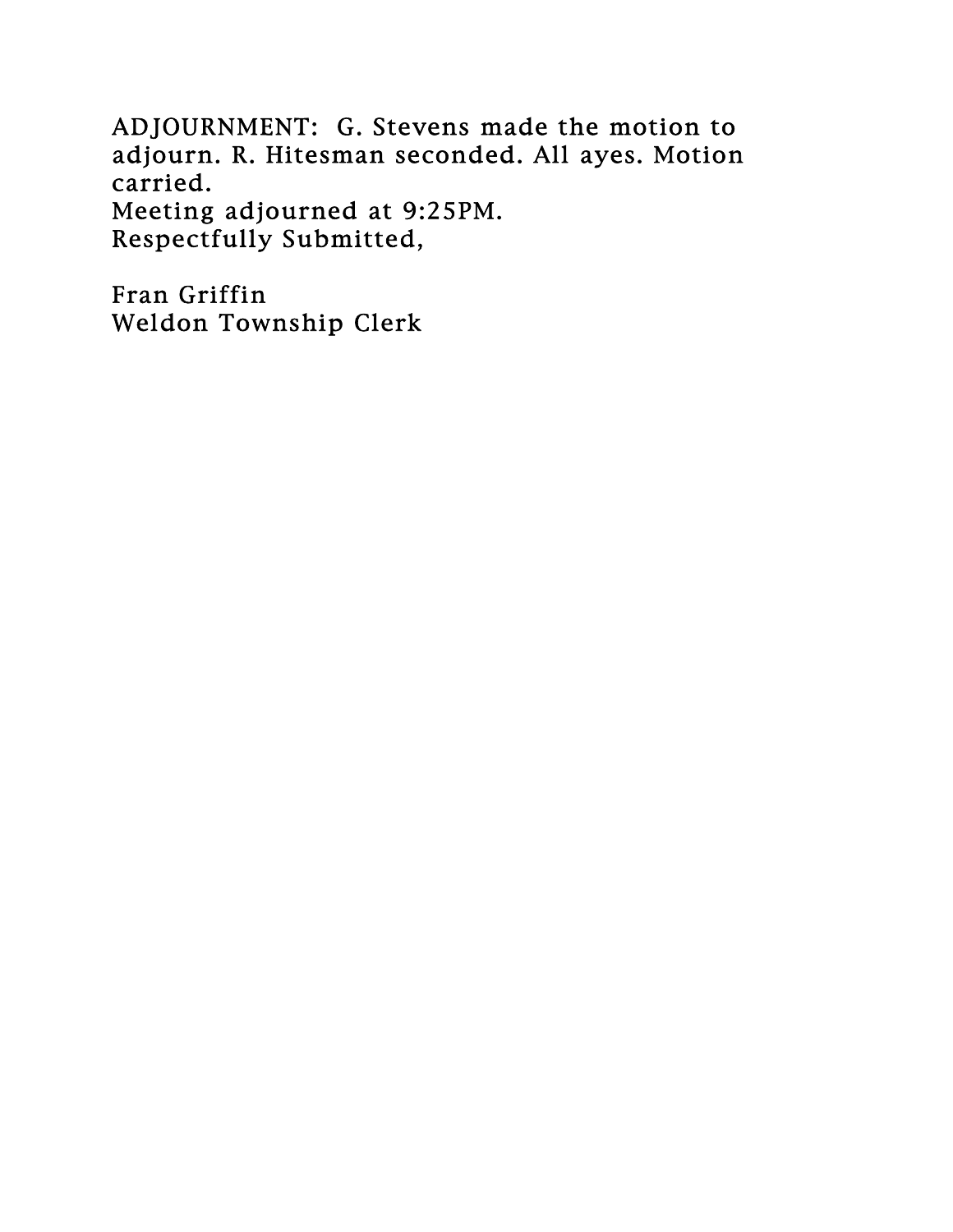ADJOURNMENT: G. Stevens made the motion to adjourn. R. Hitesman seconded. All ayes. Motion carried.

Meeting adjourned at 9:25PM.

Respectfully Submitted,

Fran Griffin
Weldon Township Clerk